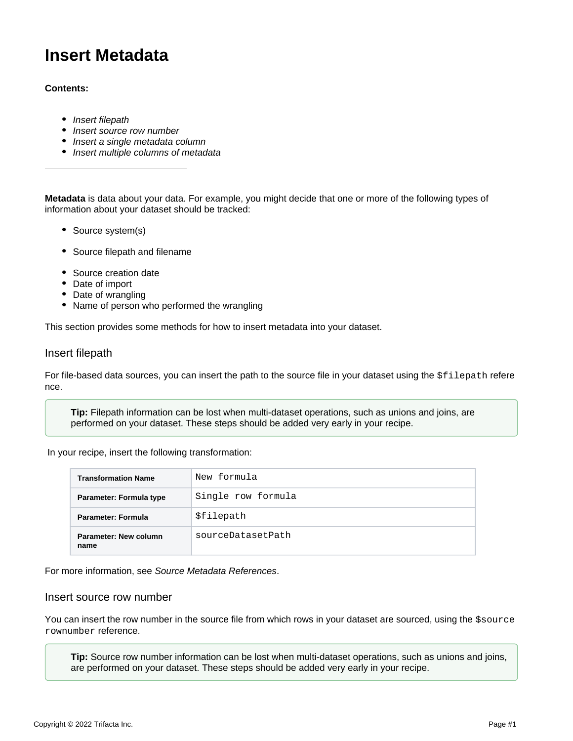# Insert Metadata

**Contents:**

- *Insert filepath*
- *Insert source row number*
- *Insert a single metadata column*
- *Insert multiple columns of metadata*

---

**Metadata** is data about your data. For example, you might decide that one or more of the following types of information about your dataset should be tracked:

- Source system(s)
- Source filepath and filename
- Source creation date
- Date of import
- Date of wrangling
- Name of person who performed the wrangling

This section provides some methods for how to insert metadata into your dataset.

## Insert filepath

For file-based data sources, you can insert the path to the source file in your dataset using the `$filepath` reference.

> **Tip:** Filepath information can be lost when multi-dataset operations, such as unions and joins, are performed on your dataset. These steps should be added very early in your recipe.

In your recipe, insert the following transformation:

| Transformation Name | `New formula` |
|---|---|
| **Parameter: Formula type** | `Single row formula` |
| **Parameter: Formula** | `$filepath` |
| **Parameter: New column name** | `sourceDatasetPath` |

For more information, see *Source Metadata References*.

## Insert source row number

You can insert the row number in the source file from which rows in your dataset are sourced, using the `$sourcerownumber` reference.

> **Tip:** Source row number information can be lost when multi-dataset operations, such as unions and joins, are performed on your dataset. These steps should be added very early in your recipe.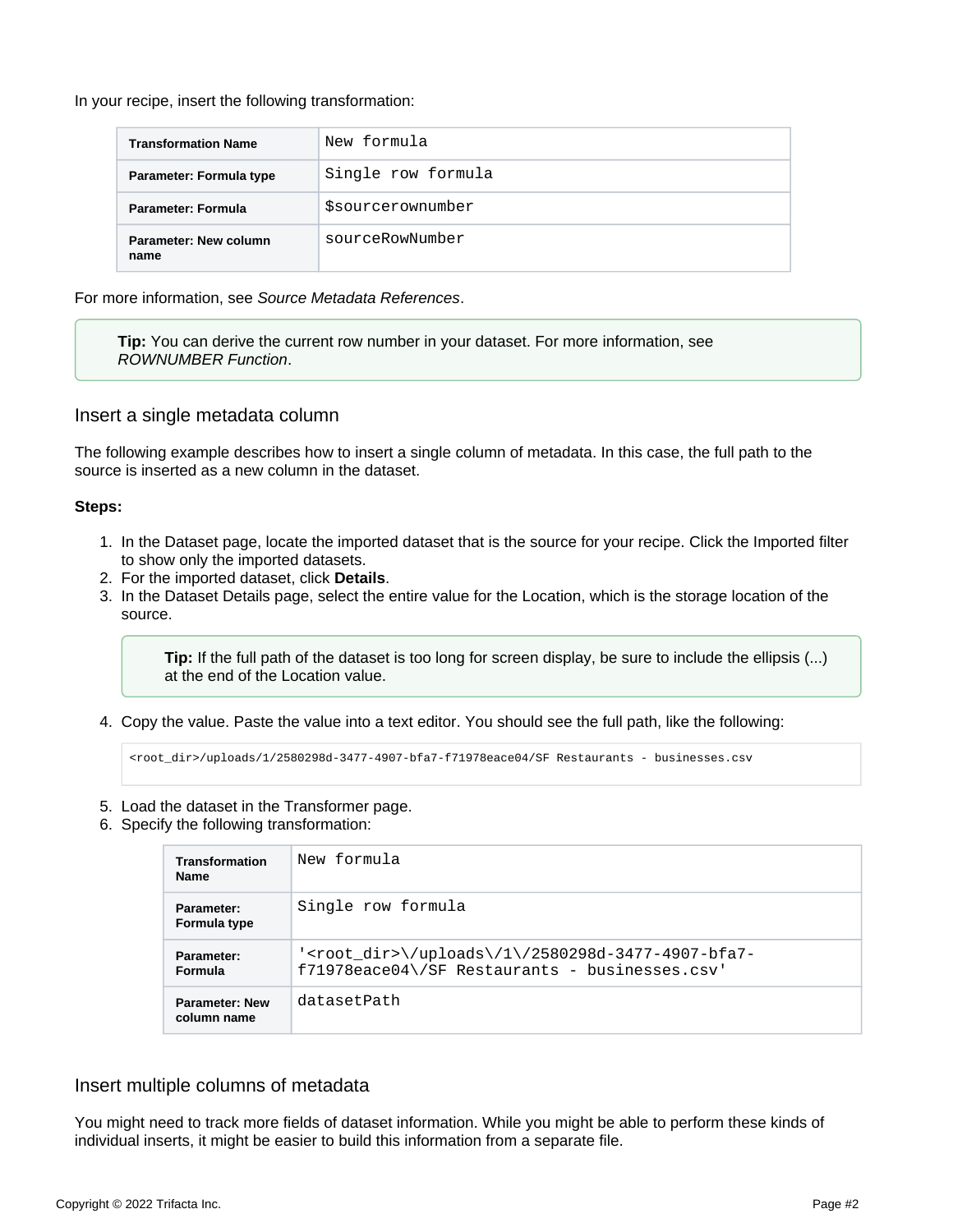In your recipe, insert the following transformation:

| Transformation Name | New formula |
| --- | --- |
| Parameter: Formula type | Single row formula |
| Parameter: Formula | $sourcerownumber |
| Parameter: New column name | sourceRowNumber |

For more information, see *Source Metadata References*.

> **Tip:** You can derive the current row number in your dataset. For more information, see *ROWNUMBER Function*.

## Insert a single metadata column

The following example describes how to insert a single column of metadata. In this case, the full path to the source is inserted as a new column in the dataset.

**Steps:**

1. In the Dataset page, locate the imported dataset that is the source for your recipe. Click the Imported filter to show only the imported datasets.
2. For the imported dataset, click **Details**.
3. In the Dataset Details page, select the entire value for the Location, which is the storage location of the source.

   > **Tip:** If the full path of the dataset is too long for screen display, be sure to include the ellipsis (...) at the end of the Location value.

4. Copy the value. Paste the value into a text editor. You should see the full path, like the following:

   ```
   <root_dir>/uploads/1/2580298d-3477-4907-bfa7-f71978eace04/SF Restaurants - businesses.csv
   ```

5. Load the dataset in the Transformer page.
6. Specify the following transformation:

   | Transformation Name | New formula |
   | --- | --- |
   | Parameter: Formula type | Single row formula |
   | Parameter: Formula | '<root_dir>\/uploads\/1\/2580298d-3477-4907-bfa7-f71978eace04\/SF Restaurants - businesses.csv' |
   | Parameter: New column name | datasetPath |

## Insert multiple columns of metadata

You might need to track more fields of dataset information. While you might be able to perform these kinds of individual inserts, it might be easier to build this information from a separate file.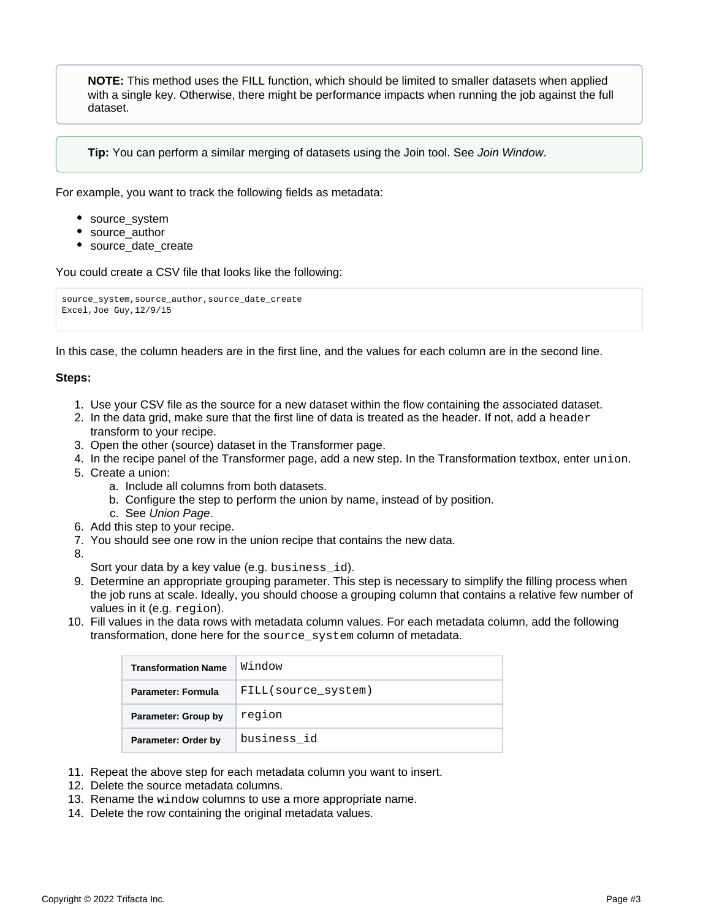> **NOTE:** This method uses the FILL function, which should be limited to smaller datasets when applied with a single key. Otherwise, there might be performance impacts when running the job against the full dataset.

> **Tip:** You can perform a similar merging of datasets using the Join tool. See *Join Window*.

For example, you want to track the following fields as metadata:

- source_system
- source_author
- source_date_create

You could create a CSV file that looks like the following:

```
source_system,source_author,source_date_create
Excel,Joe Guy,12/9/15
```

In this case, the column headers are in the first line, and the values for each column are in the second line.

**Steps:**

1. Use your CSV file as the source for a new dataset within the flow containing the associated dataset.
2. In the data grid, make sure that the first line of data is treated as the header. If not, add a `header` transform to your recipe.
3. Open the other (source) dataset in the Transformer page.
4. In the recipe panel of the Transformer page, add a new step. In the Transformation textbox, enter `union`.
5. Create a union:
   a. Include all columns from both datasets.
   b. Configure the step to perform the union by name, instead of by position.
   c. See *Union Page*.
6. Add this step to your recipe.
7. You should see one row in the union recipe that contains the new data.
8. Sort your data by a key value (e.g. `business_id`).
9. Determine an appropriate grouping parameter. This step is necessary to simplify the filling process when the job runs at scale. Ideally, you should choose a grouping column that contains a relative few number of values in it (e.g. `region`).
10. Fill values in the data rows with metadata column values. For each metadata column, add the following transformation, done here for the `source_system` column of metadata.

| | |
|---|---|
| **Transformation Name** | `Window` |
| **Parameter: Formula** | `FILL(source_system)` |
| **Parameter: Group by** | `region` |
| **Parameter: Order by** | `business_id` |

11. Repeat the above step for each metadata column you want to insert.
12. Delete the source metadata columns.
13. Rename the `window` columns to use a more appropriate name.
14. Delete the row containing the original metadata values.